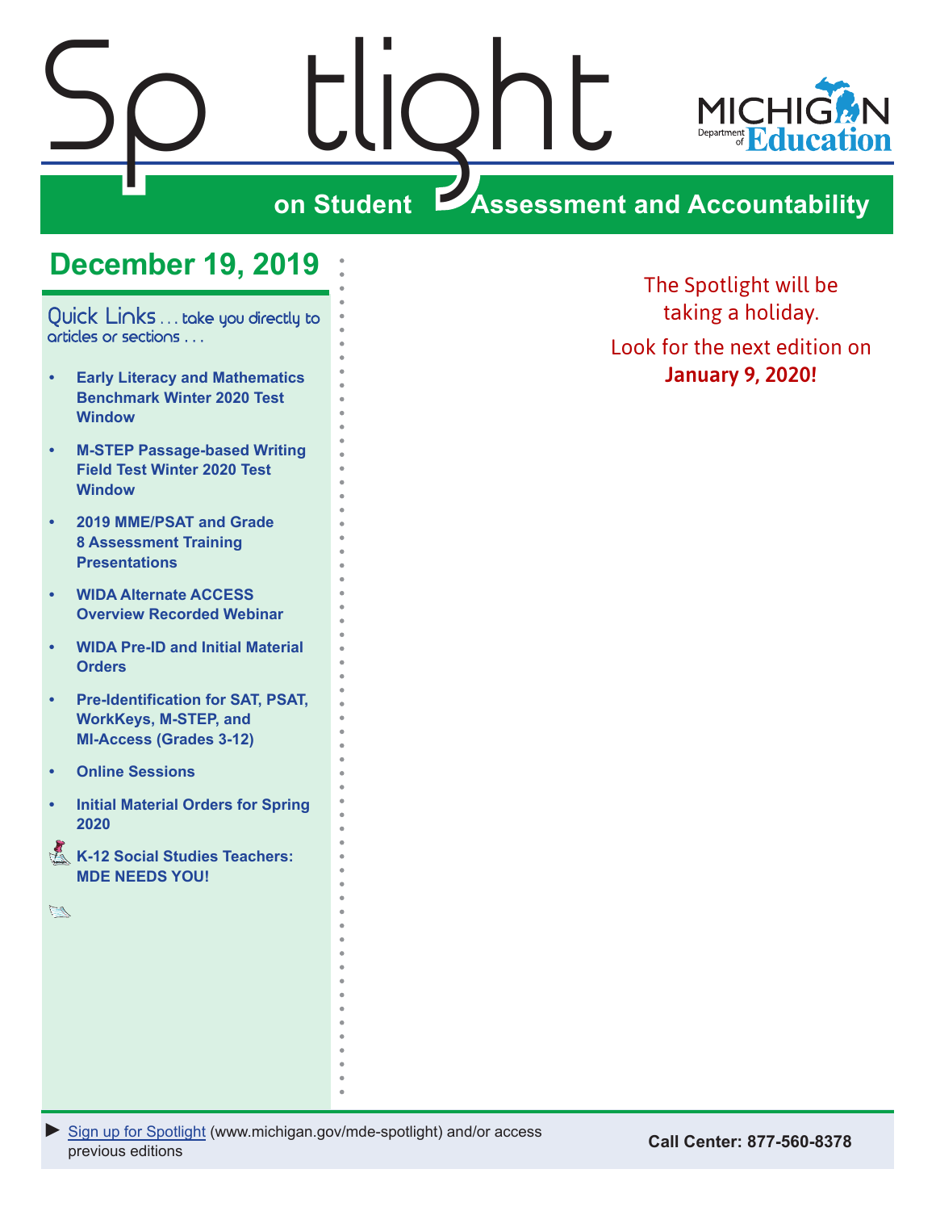# Spotlight on Student Assessment and Accountability

MICHIGAN Department of Education

## December 19, 2019

Quick Links . . . take you directly to articles or sections . . .

- Early Literacy and Mathematics Benchmark Winter 2020 Test Window
- M-STEP Passage-based Writing Field Test Winter 2020 Test Window
- 2019 MME/PSAT and Grade 8 Assessment Training Presentations
- WIDA Alternate ACCESS Overview Recorded Webinar
- WIDA Pre-ID and Initial Material Orders
- Pre-Identification for SAT, PSAT, WorkKeys, M-STEP, and MI-Access (Grades 3-12)
- Online Sessions
- Initial Material Orders for Spring 2020
- K-12 Social Studies Teachers: MDE NEEDS YOU!

The Spotlight will be taking a holiday.

Look for the next edition on **January 9, 2020!**

► Sign up for Spotlight (www.michigan.gov/mde-spotlight) and/or access previous editions

**Call Center: 877-560-8378**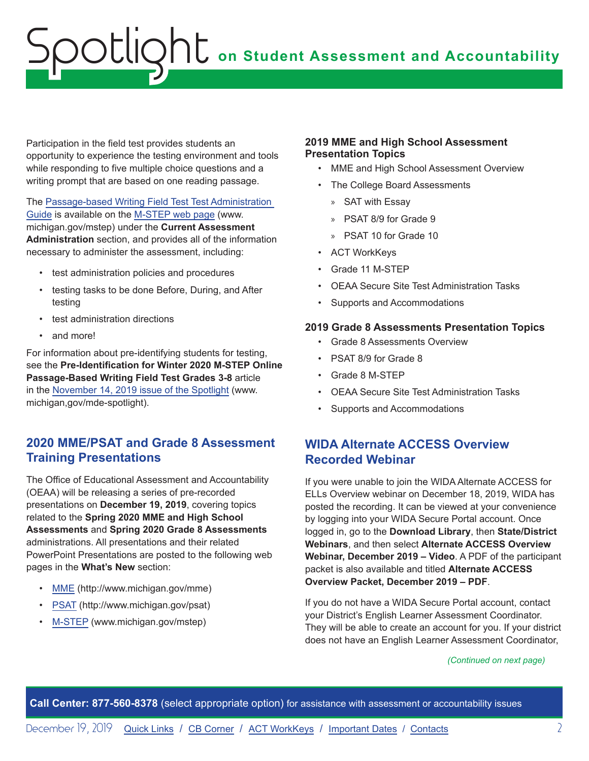Participation in the field test provides students an opportunity to experience the testing environment and tools while responding to five multiple choice questions and a writing prompt that are based on one reading passage.

The Passage-based Writing Field Test Test Administration Guide is available on the M-STEP web page (www.michigan.gov/mstep) under the **Current Assessment Administration** section, and provides all of the information necessary to administer the assessment, including:

- test administration policies and procedures
- testing tasks to be done Before, During, and After testing
- test administration directions
- and more!

For information about pre-identifying students for testing, see the **Pre-Identification for Winter 2020 M-STEP Online Passage-Based Writing Field Test Grades 3-8** article in the November 14, 2019 issue of the Spotlight (www.michigan,gov/mde-spotlight).

## 2020 MME/PSAT and Grade 8 Assessment Training Presentations

The Office of Educational Assessment and Accountability (OEAA) will be releasing a series of pre-recorded presentations on **December 19, 2019**, covering topics related to the **Spring 2020 MME and High School Assessments** and **Spring 2020 Grade 8 Assessments** administrations. All presentations and their related PowerPoint Presentations are posted to the following web pages in the **What's New** section:

- MME (http://www.michigan.gov/mme)
- PSAT (http://www.michigan.gov/psat)
- M-STEP (www.michigan.gov/mstep)

**2019 MME and High School Assessment Presentation Topics**

- MME and High School Assessment Overview
- The College Board Assessments
  - SAT with Essay
  - PSAT 8/9 for Grade 9
  - PSAT 10 for Grade 10
- ACT WorkKeys
- Grade 11 M-STEP
- OEAA Secure Site Test Administration Tasks
- Supports and Accommodations

**2019 Grade 8 Assessments Presentation Topics**

- Grade 8 Assessments Overview
- PSAT 8/9 for Grade 8
- Grade 8 M-STEP
- OEAA Secure Site Test Administration Tasks
- Supports and Accommodations

## WIDA Alternate ACCESS Overview Recorded Webinar

If you were unable to join the WIDA Alternate ACCESS for ELLs Overview webinar on December 18, 2019, WIDA has posted the recording. It can be viewed at your convenience by logging into your WIDA Secure Portal account. Once logged in, go to the **Download Library**, then **State/District Webinars**, and then select **Alternate ACCESS Overview Webinar, December 2019 – Video**. A PDF of the participant packet is also available and titled **Alternate ACCESS Overview Packet, December 2019 – PDF**.

If you do not have a WIDA Secure Portal account, contact your District's English Learner Assessment Coordinator. They will be able to create an account for you. If your district does not have an English Learner Assessment Coordinator,

*(Continued on next page)*

**Call Center: 877-560-8378** (select appropriate option) for assistance with assessment or accountability issues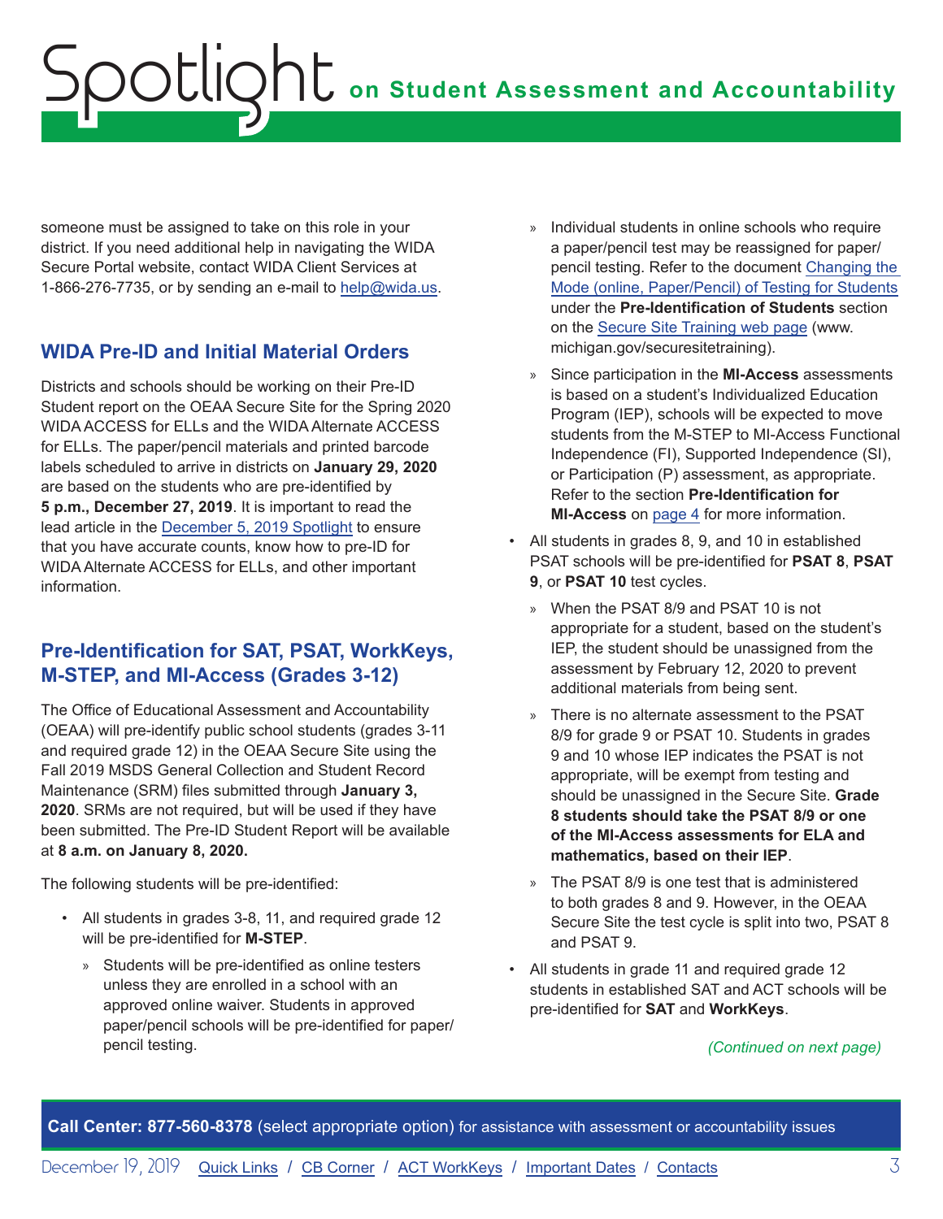someone must be assigned to take on this role in your district. If you need additional help in navigating the WIDA Secure Portal website, contact WIDA Client Services at 1-866-276-7735, or by sending an e-mail to help@wida.us.

## WIDA Pre-ID and Initial Material Orders

Districts and schools should be working on their Pre-ID Student report on the OEAA Secure Site for the Spring 2020 WIDA ACCESS for ELLs and the WIDA Alternate ACCESS for ELLs. The paper/pencil materials and printed barcode labels scheduled to arrive in districts on **January 29, 2020** are based on the students who are pre-identified by **5 p.m., December 27, 2019**. It is important to read the lead article in the December 5, 2019 Spotlight to ensure that you have accurate counts, know how to pre-ID for WIDA Alternate ACCESS for ELLs, and other important information.

## Pre-Identification for SAT, PSAT, WorkKeys, M-STEP, and MI-Access (Grades 3-12)

The Office of Educational Assessment and Accountability (OEAA) will pre-identify public school students (grades 3-11 and required grade 12) in the OEAA Secure Site using the Fall 2019 MSDS General Collection and Student Record Maintenance (SRM) files submitted through **January 3, 2020**. SRMs are not required, but will be used if they have been submitted. The Pre-ID Student Report will be available at **8 a.m. on January 8, 2020.**

The following students will be pre-identified:

- All students in grades 3-8, 11, and required grade 12 will be pre-identified for **M-STEP**.
  - Students will be pre-identified as online testers unless they are enrolled in a school with an approved online waiver. Students in approved paper/pencil schools will be pre-identified for paper/pencil testing.
  - Individual students in online schools who require a paper/pencil test may be reassigned for paper/pencil testing. Refer to the document Changing the Mode (online, Paper/Pencil) of Testing for Students under the **Pre-Identification of Students** section on the Secure Site Training web page (www.michigan.gov/securesitetraining).
  - Since participation in the **MI-Access** assessments is based on a student's Individualized Education Program (IEP), schools will be expected to move students from the M-STEP to MI-Access Functional Independence (FI), Supported Independence (SI), or Participation (P) assessment, as appropriate. Refer to the section **Pre-Identification for MI-Access** on page 4 for more information.
- All students in grades 8, 9, and 10 in established PSAT schools will be pre-identified for **PSAT 8**, **PSAT 9**, or **PSAT 10** test cycles.
  - When the PSAT 8/9 and PSAT 10 is not appropriate for a student, based on the student's IEP, the student should be unassigned from the assessment by February 12, 2020 to prevent additional materials from being sent.
  - There is no alternate assessment to the PSAT 8/9 for grade 9 or PSAT 10. Students in grades 9 and 10 whose IEP indicates the PSAT is not appropriate, will be exempt from testing and should be unassigned in the Secure Site. **Grade 8 students should take the PSAT 8/9 or one of the MI-Access assessments for ELA and mathematics, based on their IEP**.
  - The PSAT 8/9 is one test that is administered to both grades 8 and 9. However, in the OEAA Secure Site the test cycle is split into two, PSAT 8 and PSAT 9.
- All students in grade 11 and required grade 12 students in established SAT and ACT schools will be pre-identified for **SAT** and **WorkKeys**.

*(Continued on next page)*

**Call Center: 877-560-8378** (select appropriate option) for assistance with assessment or accountability issues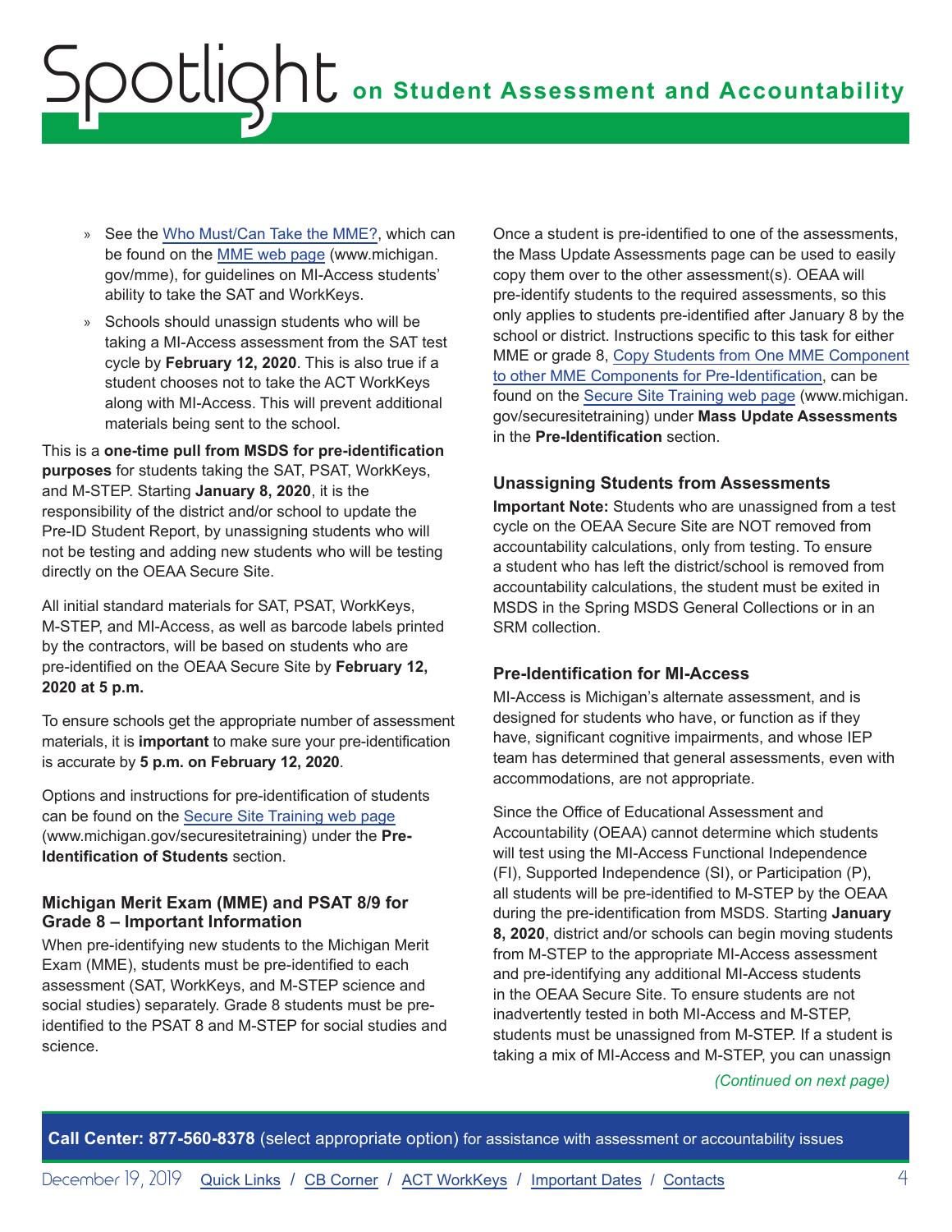- See the Who Must/Can Take the MME?, which can be found on the MME web page (www.michigan.gov/mme), for guidelines on MI-Access students' ability to take the SAT and WorkKeys.
- Schools should unassign students who will be taking a MI-Access assessment from the SAT test cycle by **February 12, 2020**. This is also true if a student chooses not to take the ACT WorkKeys along with MI-Access. This will prevent additional materials being sent to the school.

This is a **one-time pull from MSDS for pre-identification purposes** for students taking the SAT, PSAT, WorkKeys, and M-STEP. Starting **January 8, 2020**, it is the responsibility of the district and/or school to update the Pre-ID Student Report, by unassigning students who will not be testing and adding new students who will be testing directly on the OEAA Secure Site.

All initial standard materials for SAT, PSAT, WorkKeys, M-STEP, and MI-Access, as well as barcode labels printed by the contractors, will be based on students who are pre-identified on the OEAA Secure Site by **February 12, 2020 at 5 p.m.**

To ensure schools get the appropriate number of assessment materials, it is **important** to make sure your pre-identification is accurate by **5 p.m. on February 12, 2020**.

Options and instructions for pre-identification of students can be found on the Secure Site Training web page (www.michigan.gov/securesitetraining) under the **Pre-Identification of Students** section.

### Michigan Merit Exam (MME) and PSAT 8/9 for Grade 8 – Important Information

When pre-identifying new students to the Michigan Merit Exam (MME), students must be pre-identified to each assessment (SAT, WorkKeys, and M-STEP science and social studies) separately. Grade 8 students must be pre-identified to the PSAT 8 and M-STEP for social studies and science.

Once a student is pre-identified to one of the assessments, the Mass Update Assessments page can be used to easily copy them over to the other assessment(s). OEAA will pre-identify students to the required assessments, so this only applies to students pre-identified after January 8 by the school or district. Instructions specific to this task for either MME or grade 8, Copy Students from One MME Component to other MME Components for Pre-Identification, can be found on the Secure Site Training web page (www.michigan.gov/securesitetraining) under **Mass Update Assessments** in the **Pre-Identification** section.

### Unassigning Students from Assessments

**Important Note:** Students who are unassigned from a test cycle on the OEAA Secure Site are NOT removed from accountability calculations, only from testing. To ensure a student who has left the district/school is removed from accountability calculations, the student must be exited in MSDS in the Spring MSDS General Collections or in an SRM collection.

### Pre-Identification for MI-Access

MI-Access is Michigan's alternate assessment, and is designed for students who have, or function as if they have, significant cognitive impairments, and whose IEP team has determined that general assessments, even with accommodations, are not appropriate.

Since the Office of Educational Assessment and Accountability (OEAA) cannot determine which students will test using the MI-Access Functional Independence (FI), Supported Independence (SI), or Participation (P), all students will be pre-identified to M-STEP by the OEAA during the pre-identification from MSDS. Starting **January 8, 2020**, district and/or schools can begin moving students from M-STEP to the appropriate MI-Access assessment and pre-identifying any additional MI-Access students in the OEAA Secure Site. To ensure students are not inadvertently tested in both MI-Access and M-STEP, students must be unassigned from M-STEP. If a student is taking a mix of MI-Access and M-STEP, you can unassign

*(Continued on next page)*

**Call Center: 877-560-8378** (select appropriate option) for assistance with assessment or accountability issues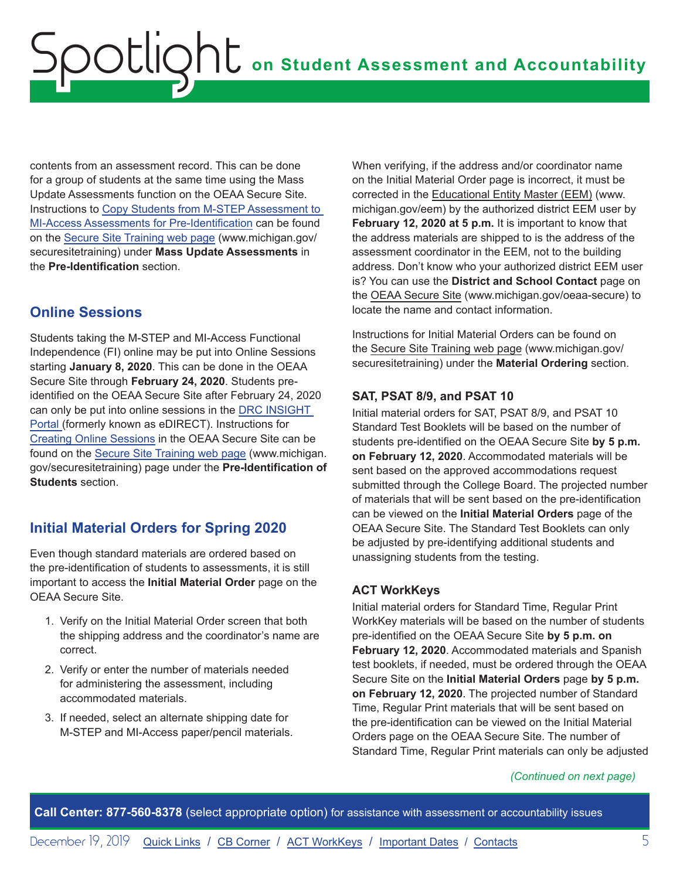contents from an assessment record. This can be done for a group of students at the same time using the Mass Update Assessments function on the OEAA Secure Site. Instructions to Copy Students from M-STEP Assessment to MI-Access Assessments for Pre-Identification can be found on the Secure Site Training web page (www.michigan.gov/securesitetraining) under **Mass Update Assessments** in the **Pre-Identification** section.

## Online Sessions

Students taking the M-STEP and MI-Access Functional Independence (FI) online may be put into Online Sessions starting **January 8, 2020**. This can be done in the OEAA Secure Site through **February 24, 2020**. Students pre-identified on the OEAA Secure Site after February 24, 2020 can only be put into online sessions in the DRC INSIGHT Portal (formerly known as eDIRECT). Instructions for Creating Online Sessions in the OEAA Secure Site can be found on the Secure Site Training web page (www.michigan.gov/securesitetraining) page under the **Pre-Identification of Students** section.

## Initial Material Orders for Spring 2020

Even though standard materials are ordered based on the pre-identification of students to assessments, it is still important to access the **Initial Material Order** page on the OEAA Secure Site.

1. Verify on the Initial Material Order screen that both the shipping address and the coordinator's name are correct.
2. Verify or enter the number of materials needed for administering the assessment, including accommodated materials.
3. If needed, select an alternate shipping date for M-STEP and MI-Access paper/pencil materials.

When verifying, if the address and/or coordinator name on the Initial Material Order page is incorrect, it must be corrected in the Educational Entity Master (EEM) (www.michigan.gov/eem) by the authorized district EEM user by **February 12, 2020 at 5 p.m.** It is important to know that the address materials are shipped to is the address of the assessment coordinator in the EEM, not to the building address. Don't know who your authorized district EEM user is? You can use the **District and School Contact** page on the OEAA Secure Site (www.michigan.gov/oeaa-secure) to locate the name and contact information.

Instructions for Initial Material Orders can be found on the Secure Site Training web page (www.michigan.gov/securesitetraining) under the **Material Ordering** section.

### SAT, PSAT 8/9, and PSAT 10

Initial material orders for SAT, PSAT 8/9, and PSAT 10 Standard Test Booklets will be based on the number of students pre-identified on the OEAA Secure Site **by 5 p.m. on February 12, 2020**. Accommodated materials will be sent based on the approved accommodations request submitted through the College Board. The projected number of materials that will be sent based on the pre-identification can be viewed on the **Initial Material Orders** page of the OEAA Secure Site. The Standard Test Booklets can only be adjusted by pre-identifying additional students and unassigning students from the testing.

### ACT WorkKeys

Initial material orders for Standard Time, Regular Print WorkKey materials will be based on the number of students pre-identified on the OEAA Secure Site **by 5 p.m. on February 12, 2020**. Accommodated materials and Spanish test booklets, if needed, must be ordered through the OEAA Secure Site on the **Initial Material Orders** page **by 5 p.m. on February 12, 2020**. The projected number of Standard Time, Regular Print materials that will be sent based on the pre-identification can be viewed on the Initial Material Orders page on the OEAA Secure Site. The number of Standard Time, Regular Print materials can only be adjusted

*(Continued on next page)*

**Call Center: 877-560-8378** (select appropriate option) for assistance with assessment or accountability issues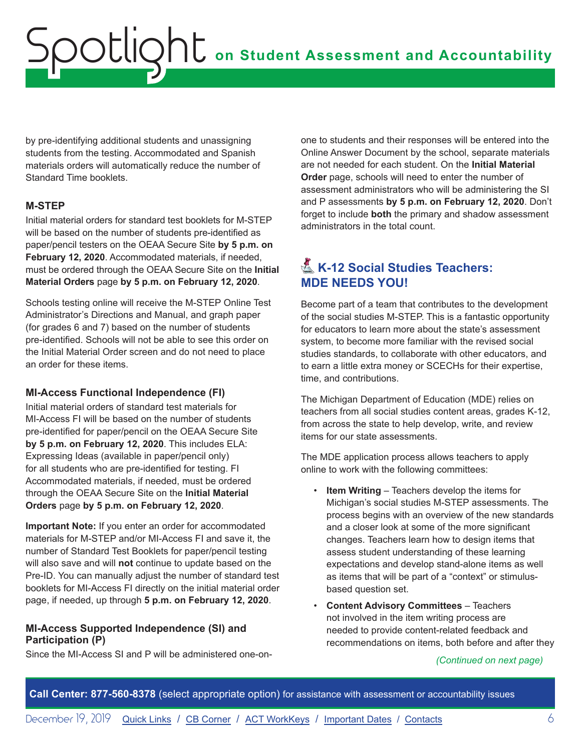by pre-identifying additional students and unassigning students from the testing. Accommodated and Spanish materials orders will automatically reduce the number of Standard Time booklets.

### M-STEP

Initial material orders for standard test booklets for M-STEP will be based on the number of students pre-identified as paper/pencil testers on the OEAA Secure Site **by 5 p.m. on February 12, 2020**. Accommodated materials, if needed, must be ordered through the OEAA Secure Site on the **Initial Material Orders** page **by 5 p.m. on February 12, 2020**.

Schools testing online will receive the M-STEP Online Test Administrator's Directions and Manual, and graph paper (for grades 6 and 7) based on the number of students pre-identified. Schools will not be able to see this order on the Initial Material Order screen and do not need to place an order for these items.

### MI-Access Functional Independence (FI)

Initial material orders of standard test materials for MI-Access FI will be based on the number of students pre-identified for paper/pencil on the OEAA Secure Site **by 5 p.m. on February 12, 2020**. This includes ELA: Expressing Ideas (available in paper/pencil only) for all students who are pre-identified for testing. FI Accommodated materials, if needed, must be ordered through the OEAA Secure Site on the **Initial Material Orders** page **by 5 p.m. on February 12, 2020**.

**Important Note:** If you enter an order for accommodated materials for M-STEP and/or MI-Access FI and save it, the number of Standard Test Booklets for paper/pencil testing will also save and will **not** continue to update based on the Pre-ID. You can manually adjust the number of standard test booklets for MI-Access FI directly on the initial material order page, if needed, up through **5 p.m. on February 12, 2020**.

### MI-Access Supported Independence (SI) and Participation (P)

Since the MI-Access SI and P will be administered one-on-one to students and their responses will be entered into the Online Answer Document by the school, separate materials are not needed for each student. On the **Initial Material Order** page, schools will need to enter the number of assessment administrators who will be administering the SI and P assessments **by 5 p.m. on February 12, 2020**. Don't forget to include **both** the primary and shadow assessment administrators in the total count.

## K-12 Social Studies Teachers: MDE NEEDS YOU!

Become part of a team that contributes to the development of the social studies M-STEP. This is a fantastic opportunity for educators to learn more about the state's assessment system, to become more familiar with the revised social studies standards, to collaborate with other educators, and to earn a little extra money or SCECHs for their expertise, time, and contributions.

The Michigan Department of Education (MDE) relies on teachers from all social studies content areas, grades K-12, from across the state to help develop, write, and review items for our state assessments.

The MDE application process allows teachers to apply online to work with the following committees:

- **Item Writing** – Teachers develop the items for Michigan's social studies M-STEP assessments. The process begins with an overview of the new standards and a closer look at some of the more significant changes. Teachers learn how to design items that assess student understanding of these learning expectations and develop stand-alone items as well as items that will be part of a "context" or stimulus-based question set.
- **Content Advisory Committees** – Teachers not involved in the item writing process are needed to provide content-related feedback and recommendations on items, both before and after they

*(Continued on next page)*

**Call Center: 877-560-8378** (select appropriate option) for assistance with assessment or accountability issues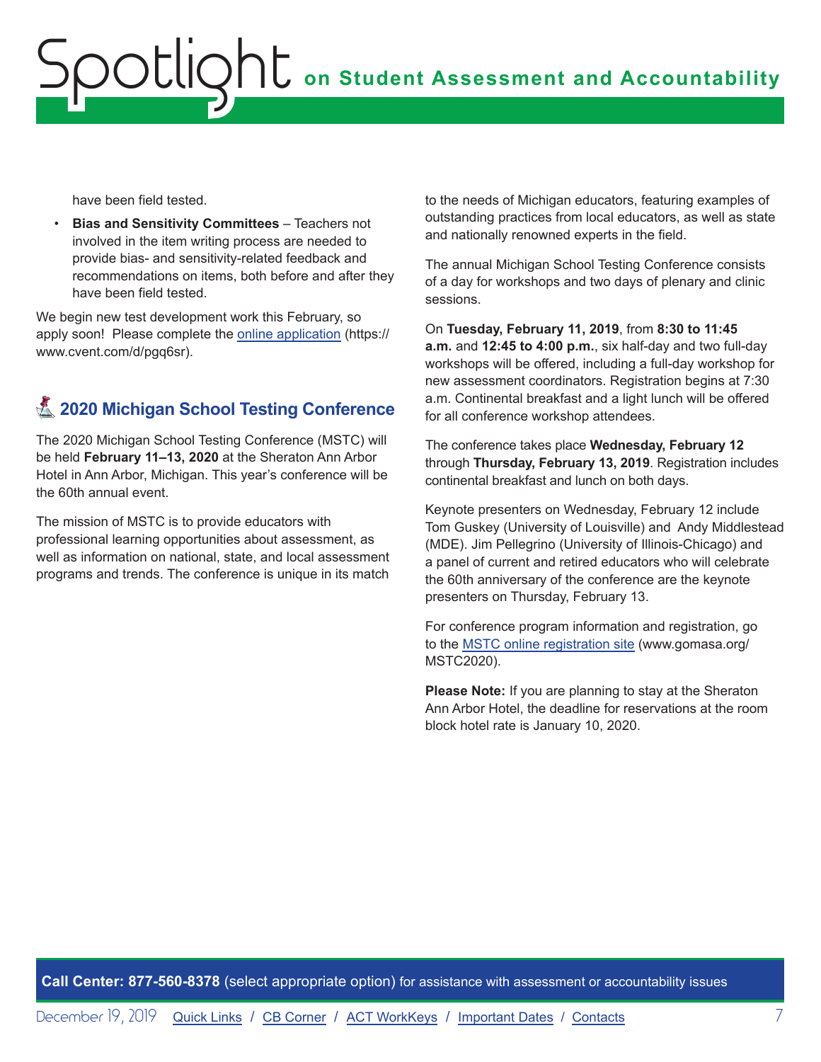have been field tested.

- **Bias and Sensitivity Committees** – Teachers not involved in the item writing process are needed to provide bias- and sensitivity-related feedback and recommendations on items, both before and after they have been field tested.

We begin new test development work this February, so apply soon! Please complete the online application (https://www.cvent.com/d/pgq6sr).

## 2020 Michigan School Testing Conference

The 2020 Michigan School Testing Conference (MSTC) will be held **February 11–13, 2020** at the Sheraton Ann Arbor Hotel in Ann Arbor, Michigan. This year's conference will be the 60th annual event.

The mission of MSTC is to provide educators with professional learning opportunities about assessment, as well as information on national, state, and local assessment programs and trends. The conference is unique in its match to the needs of Michigan educators, featuring examples of outstanding practices from local educators, as well as state and nationally renowned experts in the field.

The annual Michigan School Testing Conference consists of a day for workshops and two days of plenary and clinic sessions.

On **Tuesday, February 11, 2019**, from **8:30 to 11:45 a.m.** and **12:45 to 4:00 p.m.**, six half-day and two full-day workshops will be offered, including a full-day workshop for new assessment coordinators. Registration begins at 7:30 a.m. Continental breakfast and a light lunch will be offered for all conference workshop attendees.

The conference takes place **Wednesday, February 12** through **Thursday, February 13, 2019**. Registration includes continental breakfast and lunch on both days.

Keynote presenters on Wednesday, February 12 include Tom Guskey (University of Louisville) and Andy Middlestead (MDE). Jim Pellegrino (University of Illinois-Chicago) and a panel of current and retired educators who will celebrate the 60th anniversary of the conference are the keynote presenters on Thursday, February 13.

For conference program information and registration, go to the MSTC online registration site (www.gomasa.org/MSTC2020).

**Please Note:** If you are planning to stay at the Sheraton Ann Arbor Hotel, the deadline for reservations at the room block hotel rate is January 10, 2020.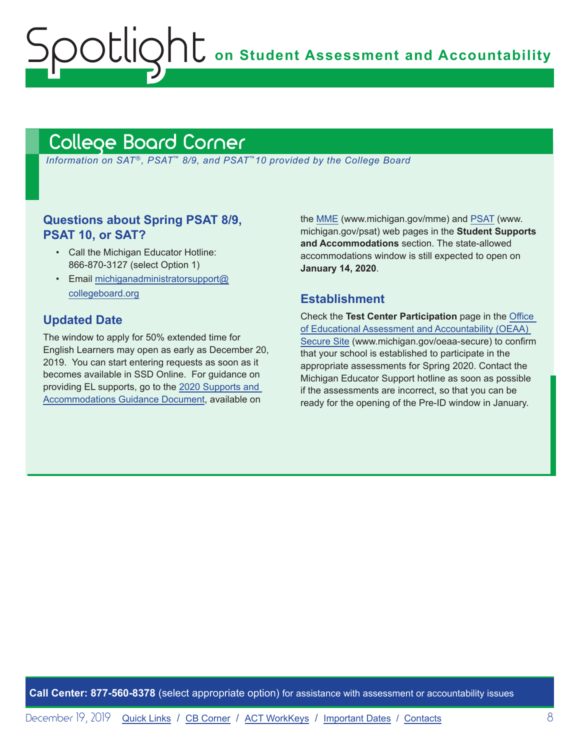## College Board Corner

*Information on SAT®, PSAT™ 8/9, and PSAT™10 provided by the College Board*

### Questions about Spring PSAT 8/9, PSAT 10, or SAT?

- Call the Michigan Educator Hotline: 866-870-3127 (select Option 1)
- Email michiganadministratorsupport@collegeboard.org

### Updated Date

The window to apply for 50% extended time for English Learners may open as early as December 20, 2019. You can start entering requests as soon as it becomes available in SSD Online. For guidance on providing EL supports, go to the 2020 Supports and Accommodations Guidance Document, available on the MME (www.michigan.gov/mme) and PSAT (www.michigan.gov/psat) web pages in the **Student Supports and Accommodations** section. The state-allowed accommodations window is still expected to open on **January 14, 2020**.

### Establishment

Check the **Test Center Participation** page in the Office of Educational Assessment and Accountability (OEAA) Secure Site (www.michigan.gov/oeaa-secure) to confirm that your school is established to participate in the appropriate assessments for Spring 2020. Contact the Michigan Educator Support hotline as soon as possible if the assessments are incorrect, so that you can be ready for the opening of the Pre-ID window in January.

**Call Center: 877-560-8378** (select appropriate option) for assistance with assessment or accountability issues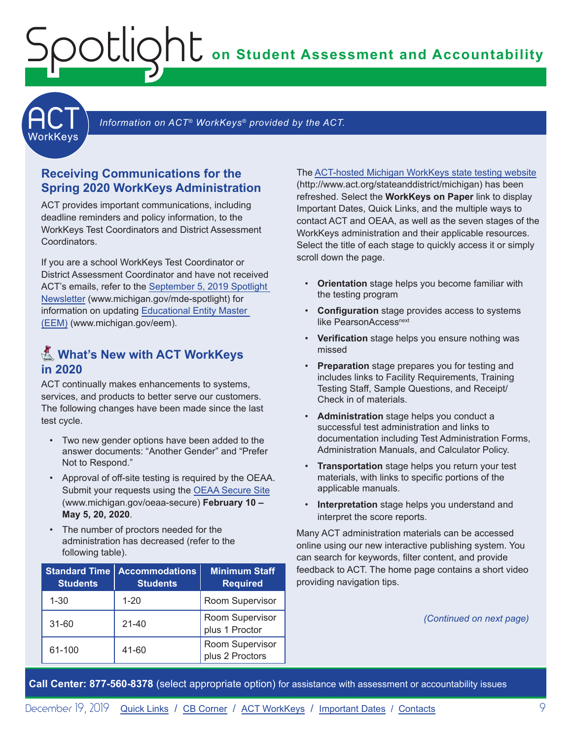## Information on ACT® WorkKeys® provided by the ACT.

### Receiving Communications for the Spring 2020 WorkKeys Administration

ACT provides important communications, including deadline reminders and policy information, to the WorkKeys Test Coordinators and District Assessment Coordinators.

If you are a school WorkKeys Test Coordinator or District Assessment Coordinator and have not received ACT's emails, refer to the September 5, 2019 Spotlight Newsletter (www.michigan.gov/mde-spotlight) for information on updating Educational Entity Master (EEM) (www.michigan.gov/eem).

### What's New with ACT WorkKeys in 2020

ACT continually makes enhancements to systems, services, and products to better serve our customers. The following changes have been made since the last test cycle.

- Two new gender options have been added to the answer documents: "Another Gender" and "Prefer Not to Respond."
- Approval of off-site testing is required by the OEAA. Submit your requests using the OEAA Secure Site (www.michigan.gov/oeaa-secure) **February 10 – May 5, 20, 2020**.
- The number of proctors needed for the administration has decreased (refer to the following table).

| Standard Time Students | Accommodations Students | Minimum Staff Required |
|---|---|---|
| 1-30 | 1-20 | Room Supervisor |
| 31-60 | 21-40 | Room Supervisor plus 1 Proctor |
| 61-100 | 41-60 | Room Supervisor plus 2 Proctors |

The ACT-hosted Michigan WorkKeys state testing website (http://www.act.org/stateanddistrict/michigan) has been refreshed. Select the **WorkKeys on Paper** link to display Important Dates, Quick Links, and the multiple ways to contact ACT and OEAA, as well as the seven stages of the WorkKeys administration and their applicable resources. Select the title of each stage to quickly access it or simply scroll down the page.

- **Orientation** stage helps you become familiar with the testing program
- **Configuration** stage provides access to systems like PearsonAccess[next]
- **Verification** stage helps you ensure nothing was missed
- **Preparation** stage prepares you for testing and includes links to Facility Requirements, Training Testing Staff, Sample Questions, and Receipt/Check in of materials.
- **Administration** stage helps you conduct a successful test administration and links to documentation including Test Administration Forms, Administration Manuals, and Calculator Policy.
- **Transportation** stage helps you return your test materials, with links to specific portions of the applicable manuals.
- **Interpretation** stage helps you understand and interpret the score reports.

Many ACT administration materials can be accessed online using our new interactive publishing system. You can search for keywords, filter content, and provide feedback to ACT. The home page contains a short video providing navigation tips.

*(Continued on next page)*

**Call Center: 877-560-8378** (select appropriate option) for assistance with assessment or accountability issues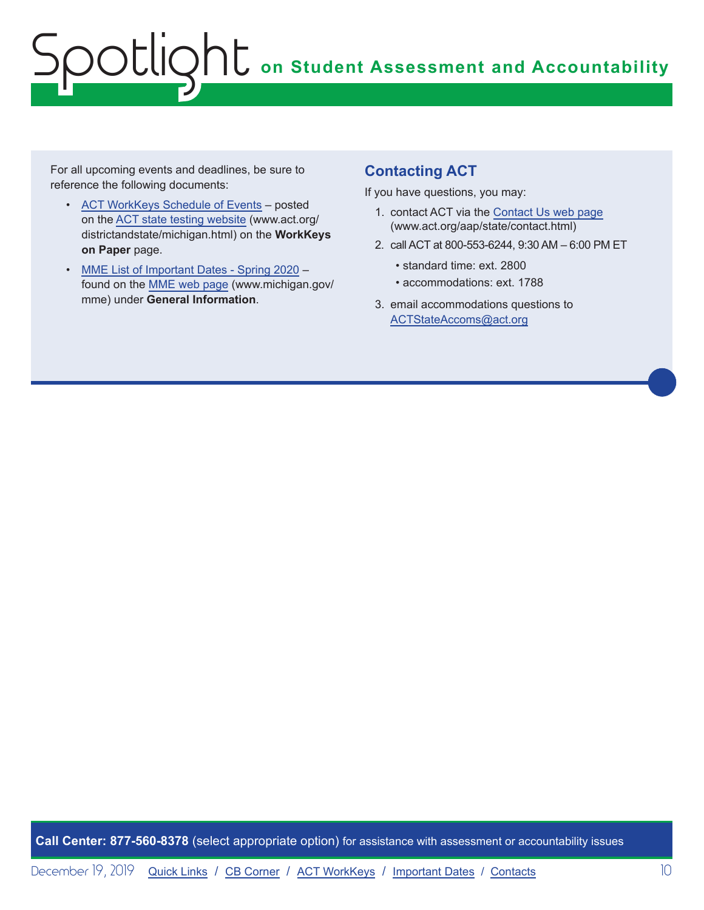For all upcoming events and deadlines, be sure to reference the following documents:

- ACT WorkKeys Schedule of Events – posted on the ACT state testing website (www.act.org/districtandstate/michigan.html) on the **WorkKeys on Paper** page.
- MME List of Important Dates - Spring 2020 – found on the MME web page (www.michigan.gov/mme) under **General Information**.

## Contacting ACT

If you have questions, you may:

1. contact ACT via the Contact Us web page (www.act.org/aap/state/contact.html)
2. call ACT at 800-553-6244, 9:30 AM – 6:00 PM ET
   - standard time: ext. 2800
   - accommodations: ext. 1788
3. email accommodations questions to ACTStateAccoms@act.org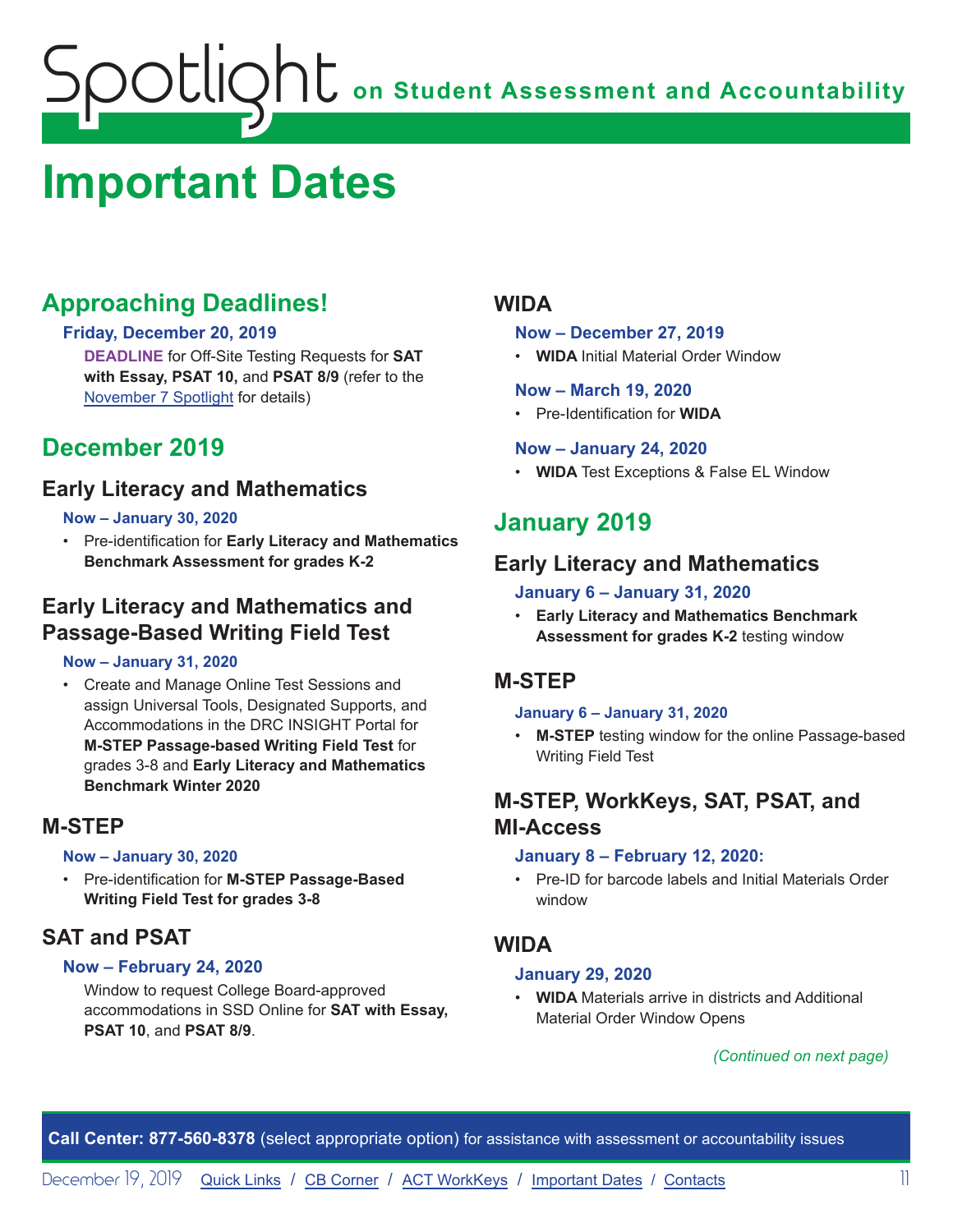# Important Dates

## Approaching Deadlines!

**Friday, December 20, 2019**

**DEADLINE** for Off-Site Testing Requests for **SAT with Essay, PSAT 10,** and **PSAT 8/9** (refer to the November 7 Spotlight for details)

## December 2019

### Early Literacy and Mathematics

**Now – January 30, 2020**

- Pre-identification for **Early Literacy and Mathematics Benchmark Assessment for grades K-2**

### Early Literacy and Mathematics and Passage-Based Writing Field Test

**Now – January 31, 2020**

- Create and Manage Online Test Sessions and assign Universal Tools, Designated Supports, and Accommodations in the DRC INSIGHT Portal for **M-STEP Passage-based Writing Field Test** for grades 3-8 and **Early Literacy and Mathematics Benchmark Winter 2020**

### M-STEP

**Now – January 30, 2020**

- Pre-identification for **M-STEP Passage-Based Writing Field Test for grades 3-8**

### SAT and PSAT

**Now – February 24, 2020**

Window to request College Board-approved accommodations in SSD Online for **SAT with Essay, PSAT 10**, and **PSAT 8/9**.

### WIDA

**Now – December 27, 2019**

- **WIDA** Initial Material Order Window

**Now – March 19, 2020**

- Pre-Identification for **WIDA**

**Now – January 24, 2020**

- **WIDA** Test Exceptions & False EL Window

## January 2019

### Early Literacy and Mathematics

**January 6 – January 31, 2020**

- **Early Literacy and Mathematics Benchmark Assessment for grades K-2** testing window

### M-STEP

**January 6 – January 31, 2020**

- **M-STEP** testing window for the online Passage-based Writing Field Test

### M-STEP, WorkKeys, SAT, PSAT, and MI-Access

**January 8 – February 12, 2020:**

- Pre-ID for barcode labels and Initial Materials Order window

### WIDA

**January 29, 2020**

- **WIDA** Materials arrive in districts and Additional Material Order Window Opens

*(Continued on next page)*

**Call Center: 877-560-8378** (select appropriate option) for assistance with assessment or accountability issues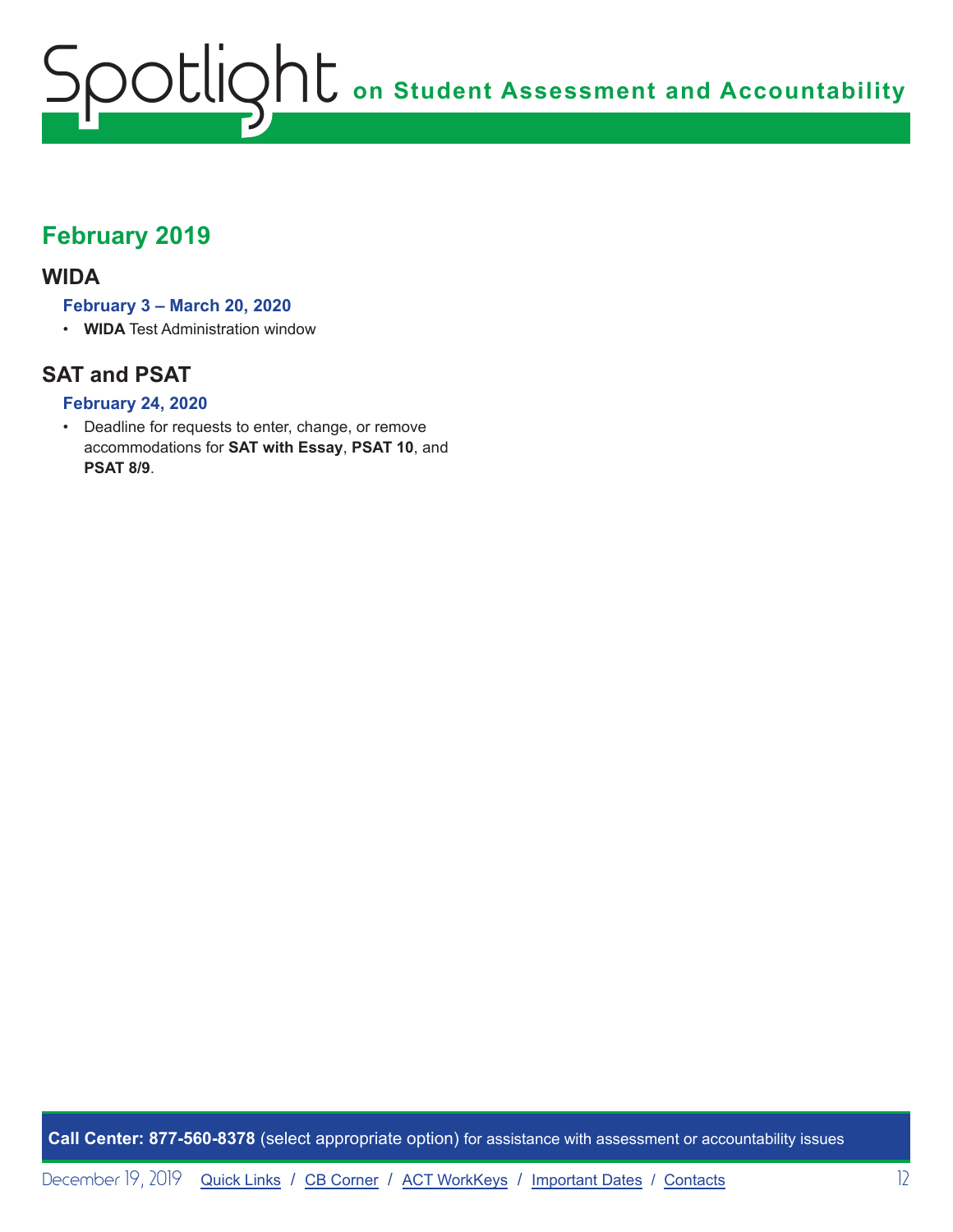## February 2019

### WIDA

**February 3 – March 20, 2020**

- **WIDA** Test Administration window

### SAT and PSAT

**February 24, 2020**

- Deadline for requests to enter, change, or remove accommodations for **SAT with Essay**, **PSAT 10**, and **PSAT 8/9**.

**Call Center: 877-560-8378** (select appropriate option) for assistance with assessment or accountability issues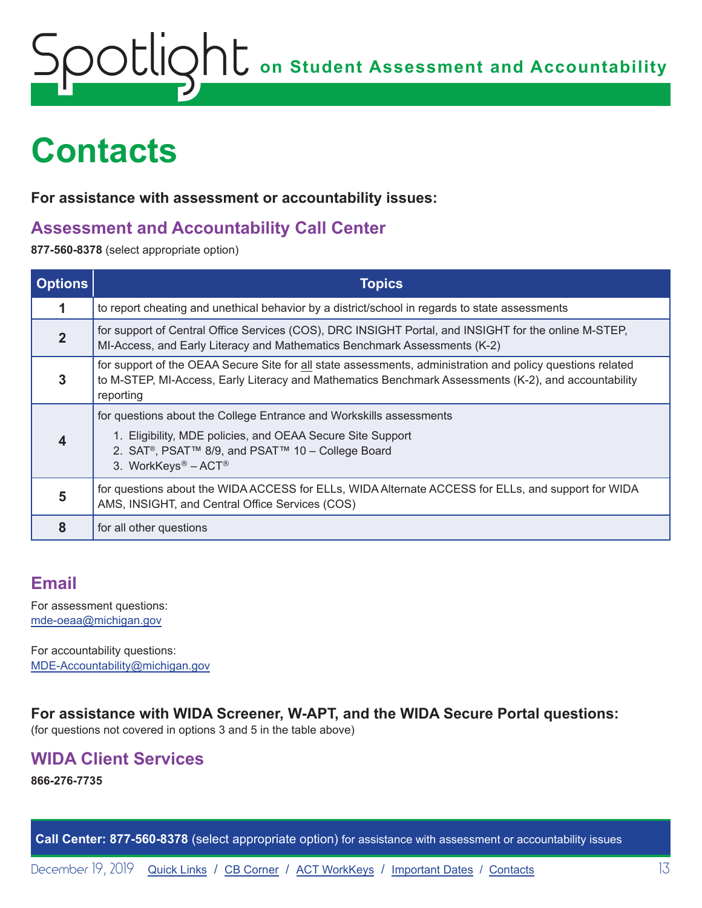# Contacts

**For assistance with assessment or accountability issues:**

## Assessment and Accountability Call Center

**877-560-8378** (select appropriate option)

| Options | Topics |
|---|---|
| **1** | to report cheating and unethical behavior by a district/school in regards to state assessments |
| **2** | for support of Central Office Services (COS), DRC INSIGHT Portal, and INSIGHT for the online M-STEP, MI-Access, and Early Literacy and Mathematics Benchmark Assessments (K-2) |
| **3** | for support of the OEAA Secure Site for <u>all</u> state assessments, administration and policy questions related to M-STEP, MI-Access, Early Literacy and Mathematics Benchmark Assessments (K-2), and accountability reporting |
| **4** | for questions about the College Entrance and Workskills assessments<br>1. Eligibility, MDE policies, and OEAA Secure Site Support<br>2. SAT®, PSAT™ 8/9, and PSAT™ 10 – College Board<br>3. WorkKeys® – ACT® |
| **5** | for questions about the WIDA ACCESS for ELLs, WIDA Alternate ACCESS for ELLs, and support for WIDA AMS, INSIGHT, and Central Office Services (COS) |
| **8** | for all other questions |

## Email

For assessment questions:
mde-oeaa@michigan.gov

For accountability questions:
MDE-Accountability@michigan.gov

**For assistance with WIDA Screener, W-APT, and the WIDA Secure Portal questions:**
(for questions not covered in options 3 and 5 in the table above)

## WIDA Client Services

**866-276-7735**

**Call Center: 877-560-8378** (select appropriate option) for assistance with assessment or accountability issues